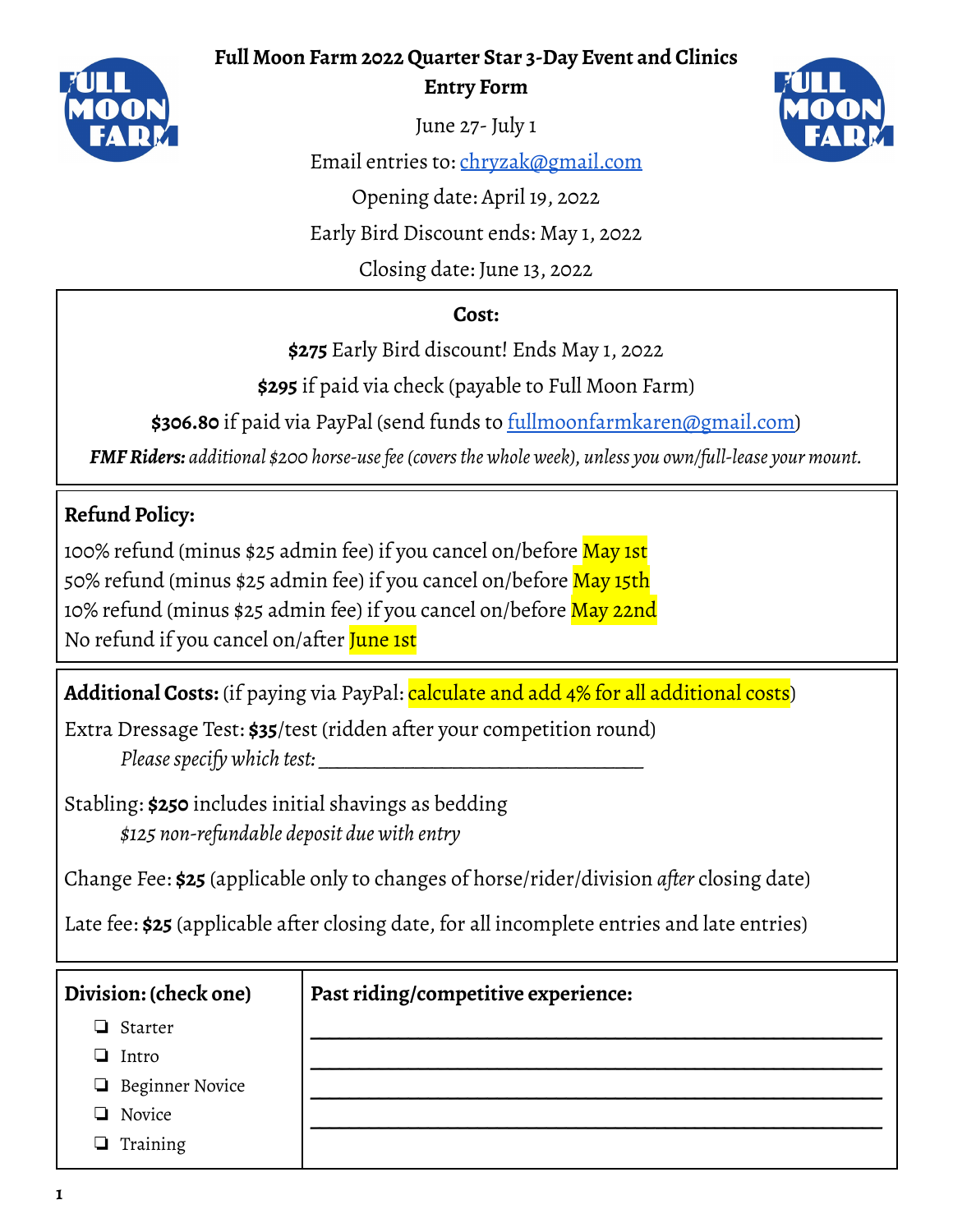# Full Moon Farm 2022 Quarter Star 3-Day Event and Clinics Entry Form

June 27- July 1

Email entries to: chryzak@gmail.com

Opening date: April 19, 2022

Early Bird Discount ends: May 1, 2022

Closing date: June 13, 2022

**Cost:**

**$275** Early Bird discount! Ends May 1, 2022

**$295** if paid via check (payable to Full Moon Farm)

**$306.80** if paid via PayPal (send funds to fullmoonfarmkaren@gmail.com)

***FMF Riders:*** *additional $200 horse-use fee (covers the whole week), unless you own/full-lease your mount.*

**Refund Policy:**

100% refund (minus $25 admin fee) if you cancel on/before May 1st
50% refund (minus $25 admin fee) if you cancel on/before May 15th
10% refund (minus $25 admin fee) if you cancel on/before May 22nd
No refund if you cancel on/after June 1st

**Additional Costs:** (if paying via PayPal: calculate and add 4% for all additional costs)

Extra Dressage Test: **$35**/test (ridden after your competition round)
*Please specify which test:* ________________________________

Stabling: **$250** includes initial shavings as bedding
*$125 non-refundable deposit due with entry*

Change Fee: **$25** (applicable only to changes of horse/rider/division *after* closing date)

Late fee: **$25** (applicable after closing date, for all incomplete entries and late entries)

**Division: (check one)**

- ❏ Starter
- ❏ Intro
- ❏ Beginner Novice
- ❏ Novice
- ❏ Training

**Past riding/competitive experience:**

________________________________________________

________________________________________________

________________________________________________

________________________________________________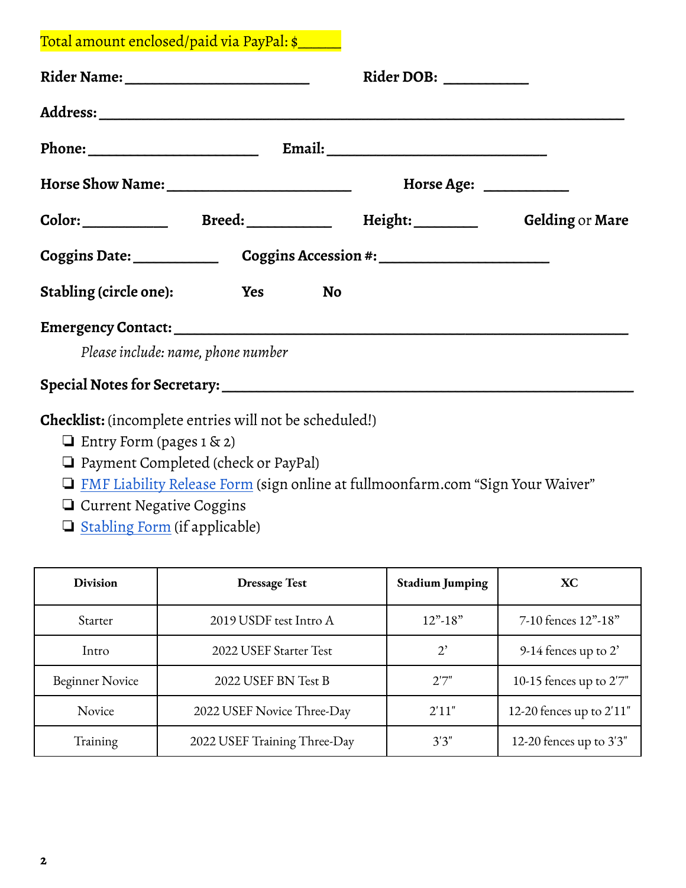Total amount enclosed/paid via PayPal: $_____

**Rider Name:** ________________________ **Rider DOB:** ___________

**Address:** ____________________________________________________________________

**Phone:** ____________________ **Email:** _____________________________

**Horse Show Name:** ________________________ **Horse Age:** ___________

**Color:** ___________ **Breed:** ___________ **Height:** ________ **Gelding** or **Mare**

**Coggins Date:** ___________ **Coggins Accession #:** ______________________

**Stabling (circle one):** **Yes** **No**

**Emergency Contact:** ___________________________________________________________

*Please include: name, phone number*

**Special Notes for Secretary:** _____________________________________________________

**Checklist:** (incomplete entries will not be scheduled!)

- ❏ Entry Form (pages 1 & 2)
- ❏ Payment Completed (check or PayPal)
- ❏ FMF Liability Release Form (sign online at fullmoonfarm.com "Sign Your Waiver"
- ❏ Current Negative Coggins
- ❏ Stabling Form (if applicable)

| Division | Dressage Test | Stadium Jumping | XC |
|---|---|---|---|
| Starter | 2019 USDF test Intro A | 12"-18" | 7-10 fences 12"-18" |
| Intro | 2022 USEF Starter Test | 2' | 9-14 fences up to 2' |
| Beginner Novice | 2022 USEF BN Test B | 2'7" | 10-15 fences up to 2'7" |
| Novice | 2022 USEF Novice Three-Day | 2'11" | 12-20 fences up to 2'11" |
| Training | 2022 USEF Training Three-Day | 3'3" | 12-20 fences up to 3'3" |